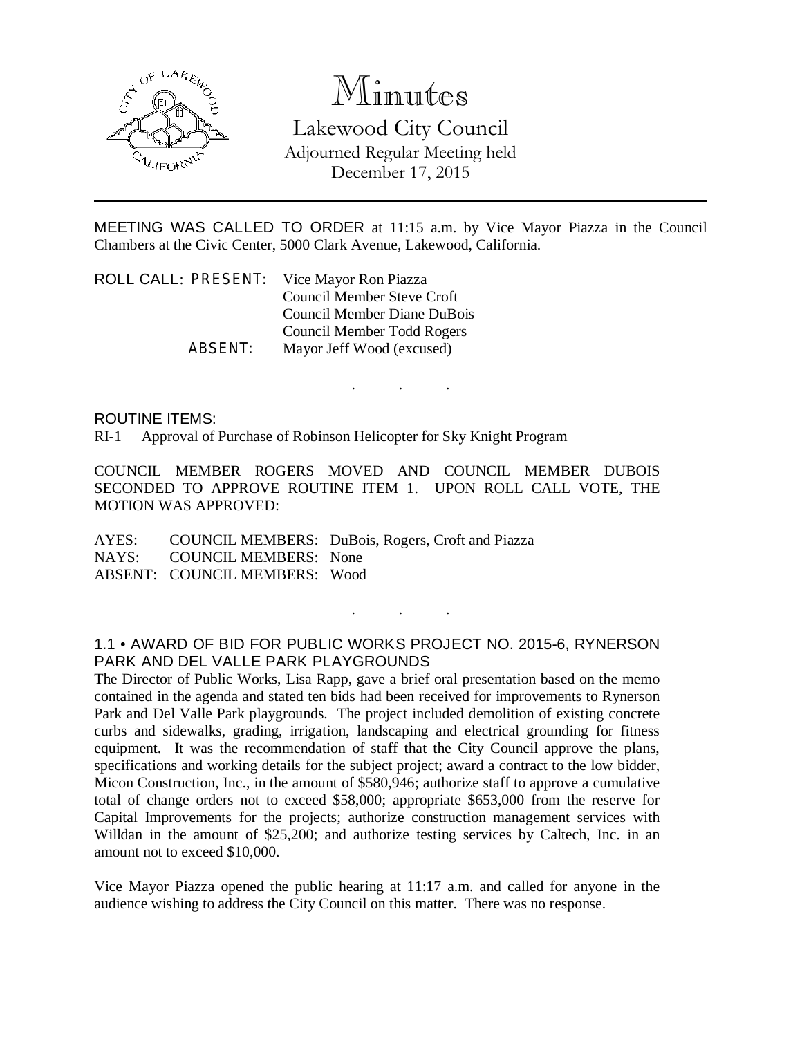# Minutes

## Lakewood City Council

Adjourned Regular Meeting held
December 17, 2015

---

MEETING WAS CALLED TO ORDER at 11:15 a.m. by Vice Mayor Piazza in the Council Chambers at the Civic Center, 5000 Clark Avenue, Lakewood, California.

ROLL CALL: PRESENT: Vice Mayor Ron Piazza
Council Member Steve Croft
Council Member Diane DuBois
Council Member Todd Rogers

ABSENT: Mayor Jeff Wood (excused)

. . .

ROUTINE ITEMS:

RI-1 Approval of Purchase of Robinson Helicopter for Sky Knight Program

COUNCIL MEMBER ROGERS MOVED AND COUNCIL MEMBER DUBOIS SECONDED TO APPROVE ROUTINE ITEM 1. UPON ROLL CALL VOTE, THE MOTION WAS APPROVED:

AYES: COUNCIL MEMBERS: DuBois, Rogers, Croft and Piazza
NAYS: COUNCIL MEMBERS: None
ABSENT: COUNCIL MEMBERS: Wood

. . .

### 1.1 • AWARD OF BID FOR PUBLIC WORKS PROJECT NO. 2015-6, RYNERSON PARK AND DEL VALLE PARK PLAYGROUNDS

The Director of Public Works, Lisa Rapp, gave a brief oral presentation based on the memo contained in the agenda and stated ten bids had been received for improvements to Rynerson Park and Del Valle Park playgrounds. The project included demolition of existing concrete curbs and sidewalks, grading, irrigation, landscaping and electrical grounding for fitness equipment. It was the recommendation of staff that the City Council approve the plans, specifications and working details for the subject project; award a contract to the low bidder, Micon Construction, Inc., in the amount of $580,946; authorize staff to approve a cumulative total of change orders not to exceed $58,000; appropriate $653,000 from the reserve for Capital Improvements for the projects; authorize construction management services with Willdan in the amount of $25,200; and authorize testing services by Caltech, Inc. in an amount not to exceed $10,000.

Vice Mayor Piazza opened the public hearing at 11:17 a.m. and called for anyone in the audience wishing to address the City Council on this matter. There was no response.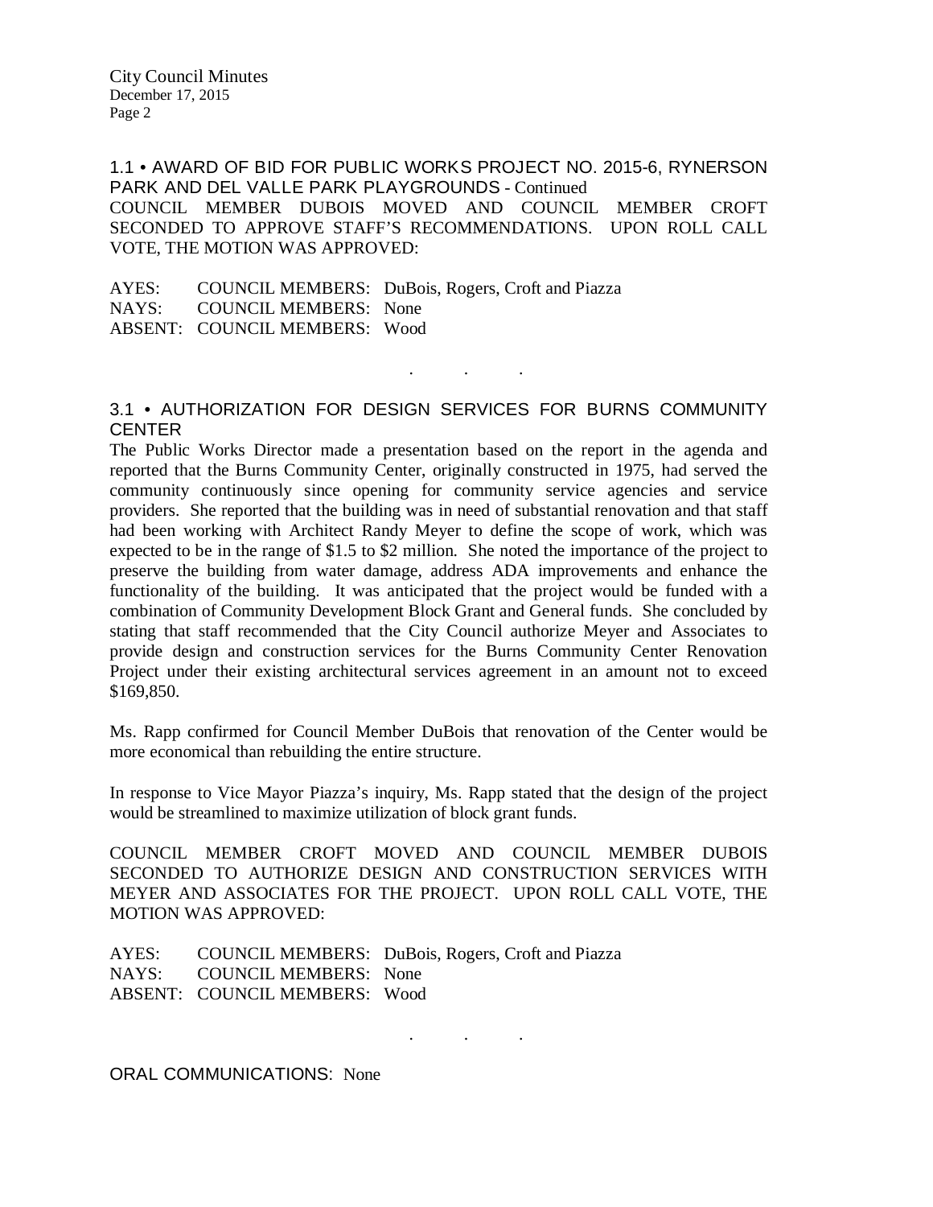## 1.1 • AWARD OF BID FOR PUBLIC WORKS PROJECT NO. 2015-6, RYNERSON PARK AND DEL VALLE PARK PLAYGROUNDS - Continued

COUNCIL MEMBER DUBOIS MOVED AND COUNCIL MEMBER CROFT SECONDED TO APPROVE STAFF'S RECOMMENDATIONS. UPON ROLL CALL VOTE, THE MOTION WAS APPROVED:

AYES: COUNCIL MEMBERS: DuBois, Rogers, Croft and Piazza
NAYS: COUNCIL MEMBERS: None
ABSENT: COUNCIL MEMBERS: Wood

. . .

## 3.1 • AUTHORIZATION FOR DESIGN SERVICES FOR BURNS COMMUNITY CENTER

The Public Works Director made a presentation based on the report in the agenda and reported that the Burns Community Center, originally constructed in 1975, had served the community continuously since opening for community service agencies and service providers. She reported that the building was in need of substantial renovation and that staff had been working with Architect Randy Meyer to define the scope of work, which was expected to be in the range of $1.5 to $2 million. She noted the importance of the project to preserve the building from water damage, address ADA improvements and enhance the functionality of the building. It was anticipated that the project would be funded with a combination of Community Development Block Grant and General funds. She concluded by stating that staff recommended that the City Council authorize Meyer and Associates to provide design and construction services for the Burns Community Center Renovation Project under their existing architectural services agreement in an amount not to exceed $169,850.

Ms. Rapp confirmed for Council Member DuBois that renovation of the Center would be more economical than rebuilding the entire structure.

In response to Vice Mayor Piazza's inquiry, Ms. Rapp stated that the design of the project would be streamlined to maximize utilization of block grant funds.

COUNCIL MEMBER CROFT MOVED AND COUNCIL MEMBER DUBOIS SECONDED TO AUTHORIZE DESIGN AND CONSTRUCTION SERVICES WITH MEYER AND ASSOCIATES FOR THE PROJECT. UPON ROLL CALL VOTE, THE MOTION WAS APPROVED:

AYES: COUNCIL MEMBERS: DuBois, Rogers, Croft and Piazza
NAYS: COUNCIL MEMBERS: None
ABSENT: COUNCIL MEMBERS: Wood

. . .

ORAL COMMUNICATIONS: None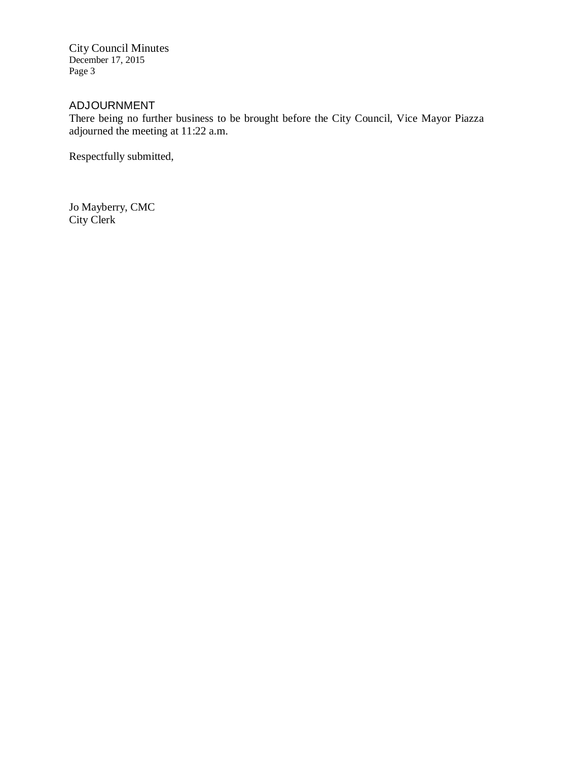## ADJOURNMENT

There being no further business to be brought before the City Council, Vice Mayor Piazza adjourned the meeting at 11:22 a.m.

Respectfully submitted,

Jo Mayberry, CMC
City Clerk